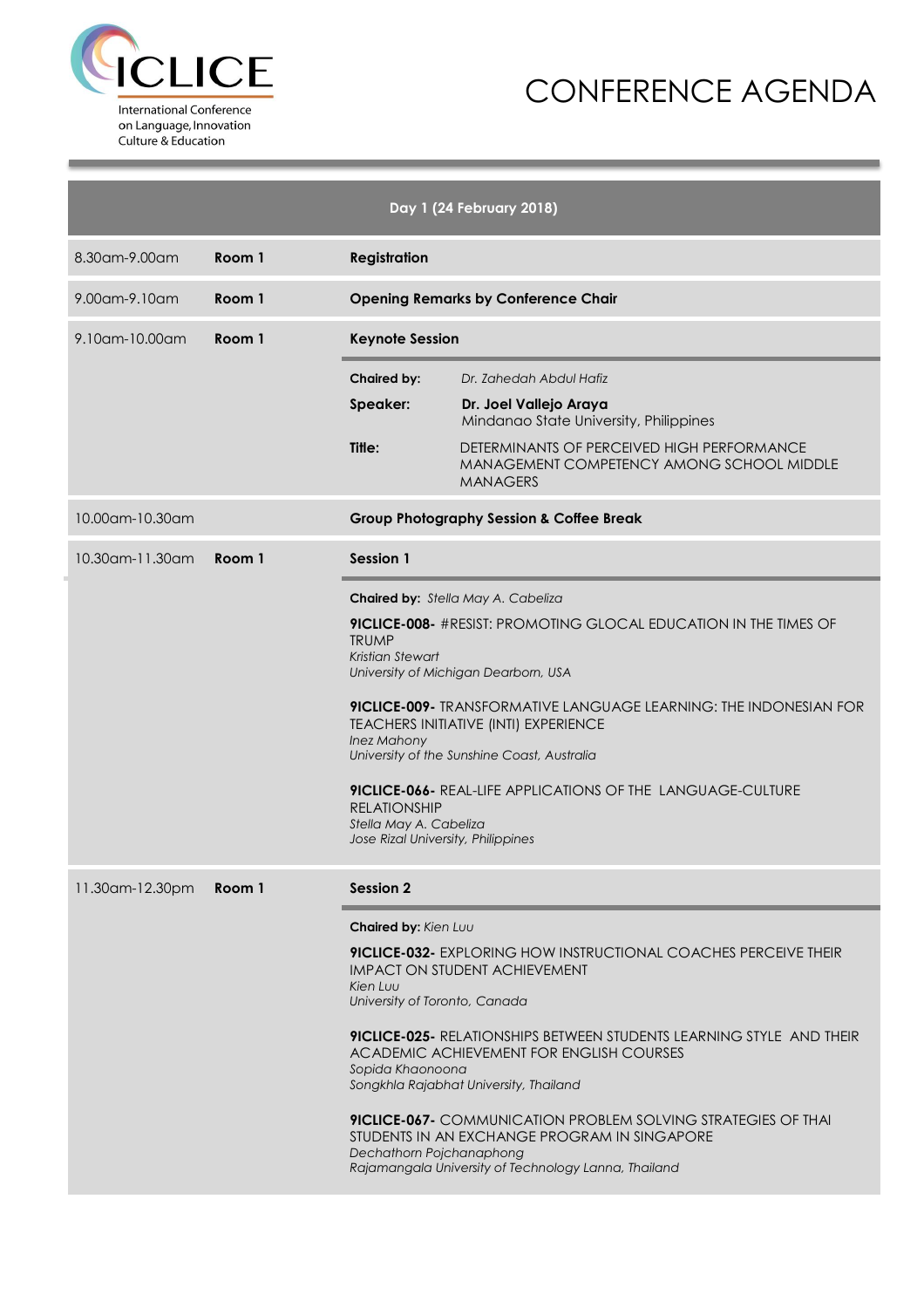ICLICE

International Conference on Language, Innovation Culture & Education

# CONFERENCE AGENDA

## Day 1 (24 February 2018)

| | | |
|---|---|---|
| 8.30am-9.00am | **Room 1** | **Registration** |
| 9.00am-9.10am | **Room 1** | **Opening Remarks by Conference Chair** |
| 9.10am-10.00am | **Room 1** | **Keynote Session** |

**Chaired by:** *Dr. Zahedah Abdul Hafiz*

**Speaker:** **Dr. Joel Vallejo Araya**
Mindanao State University, Philippines

**Title:** DETERMINANTS OF PERCEIVED HIGH PERFORMANCE MANAGEMENT COMPETENCY AMONG SCHOOL MIDDLE MANAGERS

| | | |
|---|---|---|
| 10.00am-10.30am | | **Group Photography Session & Coffee Break** |
| 10.30am-11.30am | **Room 1** | **Session 1** |

**Chaired by:** *Stella May A. Cabeliza*

**9ICLICE-008-** #RESIST: PROMOTING GLOCAL EDUCATION IN THE TIMES OF TRUMP
*Kristian Stewart*
*University of Michigan Dearborn, USA*

**9ICLICE-009-** TRANSFORMATIVE LANGUAGE LEARNING: THE INDONESIAN FOR TEACHERS INITIATIVE (INTI) EXPERIENCE
*Inez Mahony*
*University of the Sunshine Coast, Australia*

**9ICLICE-066-** REAL-LIFE APPLICATIONS OF THE LANGUAGE-CULTURE RELATIONSHIP
*Stella May A. Cabeliza*
*Jose Rizal University, Philippines*

| | | |
|---|---|---|
| 11.30am-12.30pm | **Room 1** | **Session 2** |

**Chaired by:** *Kien Luu*

**9ICLICE-032-** EXPLORING HOW INSTRUCTIONAL COACHES PERCEIVE THEIR IMPACT ON STUDENT ACHIEVEMENT
*Kien Luu*
*University of Toronto, Canada*

**9ICLICE-025-** RELATIONSHIPS BETWEEN STUDENTS LEARNING STYLE AND THEIR ACADEMIC ACHIEVEMENT FOR ENGLISH COURSES
*Sopida Khaonoona*
*Songkhla Rajabhat University, Thailand*

**9ICLICE-067-** COMMUNICATION PROBLEM SOLVING STRATEGIES OF THAI STUDENTS IN AN EXCHANGE PROGRAM IN SINGAPORE
*Dechathorn Pojchanaphong*
*Rajamangala University of Technology Lanna, Thailand*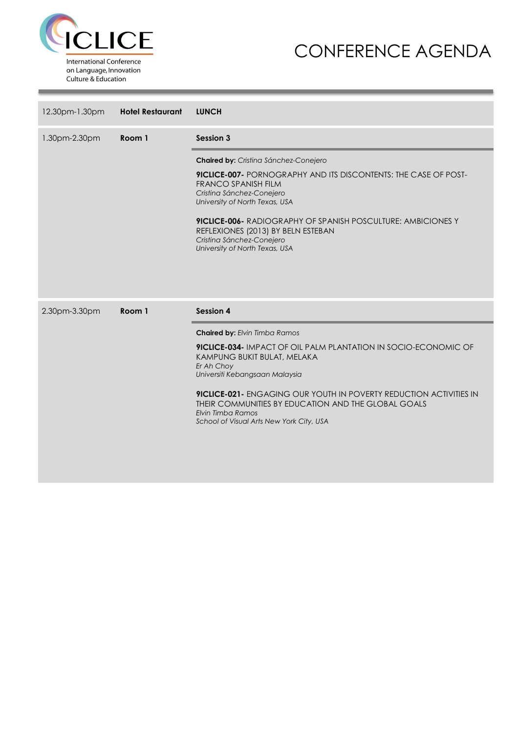| Time | Venue | Session |
|---|---|---|
| 12.30pm-1.30pm | **Hotel Restaurant** | **LUNCH** |
| 1.30pm-2.30pm | **Room 1** | **Session 3**<br><br>**Chaired by:** *Cristina Sánchez-Conejero*<br><br>**9ICLICE-007-** PORNOGRAPHY AND ITS DISCONTENTS: THE CASE OF POST-FRANCO SPANISH FILM<br>*Cristina Sánchez-Conejero*<br>*University of North Texas, USA*<br><br>**9ICLICE-006-** RADIOGRAPHY OF SPANISH POSCULTURE: AMBICIONES Y REFLEXIONES (2013) BY BELN ESTEBAN<br>*Cristina Sánchez-Conejero*<br>*University of North Texas, USA* |
| 2.30pm-3.30pm | **Room 1** | **Session 4**<br><br>**Chaired by:** *Elvin Timba Ramos*<br><br>**9ICLICE-034-** IMPACT OF OIL PALM PLANTATION IN SOCIO-ECONOMIC OF KAMPUNG BUKIT BULAT, MELAKA<br>*Er Ah Choy*<br>*Universiti Kebangsaan Malaysia*<br><br>**9ICLICE-021-** ENGAGING OUR YOUTH IN POVERTY REDUCTION ACTIVITIES IN THEIR COMMUNITIES BY EDUCATION AND THE GLOBAL GOALS<br>*Elvin Timba Ramos*<br>*School of Visual Arts New York City, USA* |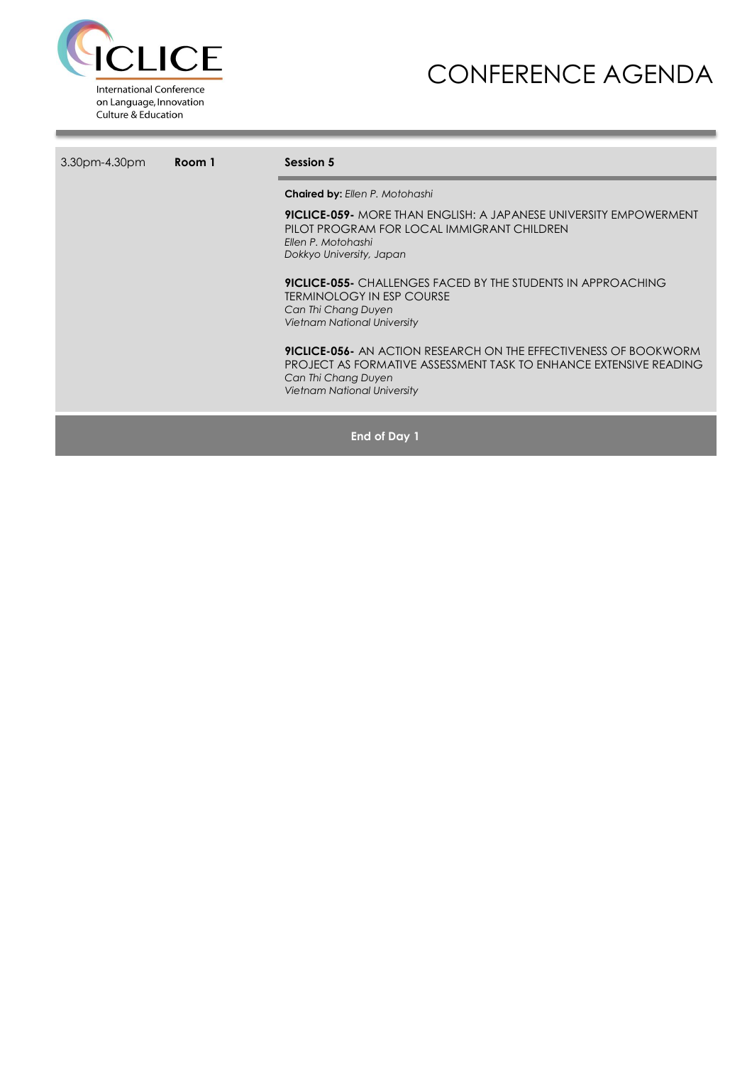| 3.30pm-4.30pm | **Room 1** | **Session 5** |
|---|---|---|
| | | **Chaired by:** *Ellen P. Motohashi*<br><br>**9ICLICE-059-** MORE THAN ENGLISH: A JAPANESE UNIVERSITY EMPOWERMENT PILOT PROGRAM FOR LOCAL IMMIGRANT CHILDREN<br>*Ellen P. Motohashi*<br>*Dokkyo University, Japan*<br><br>**9ICLICE-055-** CHALLENGES FACED BY THE STUDENTS IN APPROACHING TERMINOLOGY IN ESP COURSE<br>*Can Thi Chang Duyen*<br>*Vietnam National University*<br><br>**9ICLICE-056-** AN ACTION RESEARCH ON THE EFFECTIVENESS OF BOOKWORM PROJECT AS FORMATIVE ASSESSMENT TASK TO ENHANCE EXTENSIVE READING<br>*Can Thi Chang Duyen*<br>*Vietnam National University* |

**End of Day 1**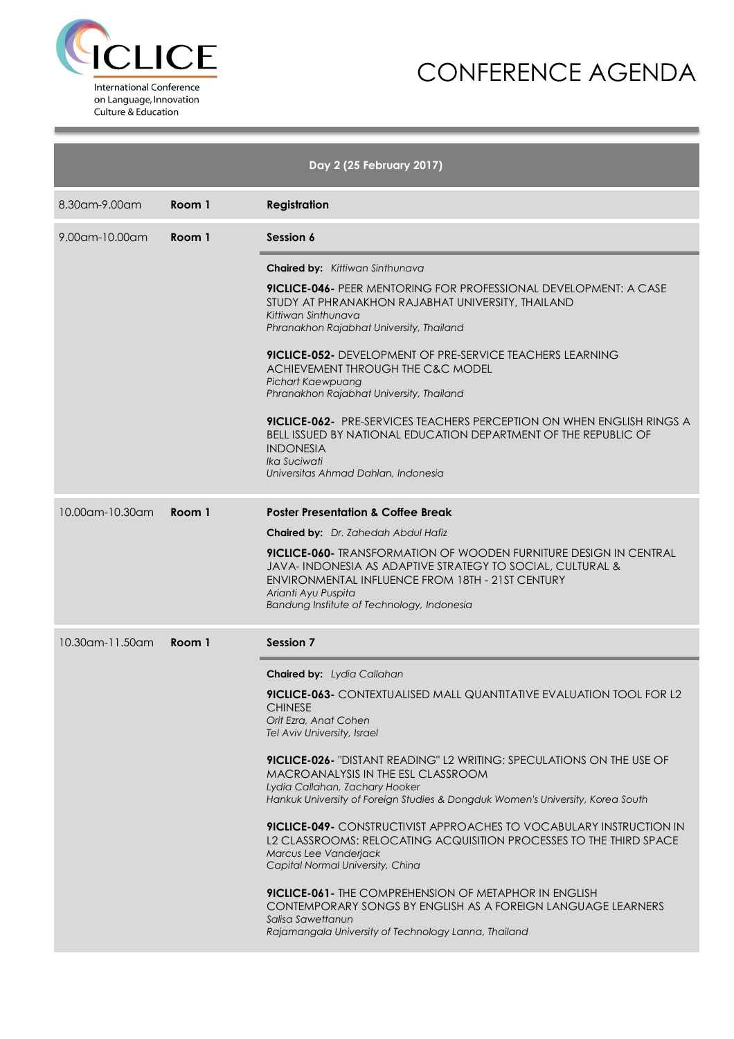# CONFERENCE AGENDA

ICLICE
International Conference on Language, Innovation Culture & Education

## Day 2 (25 February 2017)

| Time | Room | Program |
|---|---|---|
| 8.30am-9.00am | **Room 1** | **Registration** |
| 9.00am-10.00am | **Room 1** | **Session 6**<br><br>**Chaired by:** *Kittiwan Sinthunava*<br><br>**9ICLICE-046-** PEER MENTORING FOR PROFESSIONAL DEVELOPMENT: A CASE STUDY AT PHRANAKHON RAJABHAT UNIVERSITY, THAILAND<br>*Kittiwan Sinthunava*<br>*Phranakhon Rajabhat University, Thailand*<br><br>**9ICLICE-052-** DEVELOPMENT OF PRE-SERVICE TEACHERS LEARNING ACHIEVEMENT THROUGH THE C&C MODEL<br>*Pichart Kaewpuang*<br>*Phranakhon Rajabhat University, Thailand*<br><br>**9ICLICE-062-** PRE-SERVICES TEACHERS PERCEPTION ON WHEN ENGLISH RINGS A BELL ISSUED BY NATIONAL EDUCATION DEPARTMENT OF THE REPUBLIC OF INDONESIA<br>*Ika Suciwati*<br>*Universitas Ahmad Dahlan, Indonesia* |
| 10.00am-10.30am | **Room 1** | **Poster Presentation & Coffee Break**<br><br>**Chaired by:** *Dr. Zahedah Abdul Hafiz*<br><br>**9ICLICE-060-** TRANSFORMATION OF WOODEN FURNITURE DESIGN IN CENTRAL JAVA- INDONESIA AS ADAPTIVE STRATEGY TO SOCIAL, CULTURAL & ENVIRONMENTAL INFLUENCE FROM 18TH - 21ST CENTURY<br>*Arianti Ayu Puspita*<br>*Bandung Institute of Technology, Indonesia* |
| 10.30am-11.50am | **Room 1** | **Session 7**<br><br>**Chaired by:** *Lydia Callahan*<br><br>**9ICLICE-063-** CONTEXTUALISED MALL QUANTITATIVE EVALUATION TOOL FOR L2 CHINESE<br>*Orit Ezra, Anat Cohen*<br>*Tel Aviv University, Israel*<br><br>**9ICLICE-026-** "DISTANT READING" L2 WRITING: SPECULATIONS ON THE USE OF MACROANALYSIS IN THE ESL CLASSROOM<br>*Lydia Callahan, Zachary Hooker*<br>*Hankuk University of Foreign Studies & Dongduk Women's University, Korea South*<br><br>**9ICLICE-049-** CONSTRUCTIVIST APPROACHES TO VOCABULARY INSTRUCTION IN L2 CLASSROOMS: RELOCATING ACQUISITION PROCESSES TO THE THIRD SPACE<br>*Marcus Lee Vanderjack*<br>*Capital Normal University, China*<br><br>**9ICLICE-061-** THE COMPREHENSION OF METAPHOR IN ENGLISH CONTEMPORARY SONGS BY ENGLISH AS A FOREIGN LANGUAGE LEARNERS<br>*Salisa Sawettanun*<br>*Rajamangala University of Technology Lanna, Thailand* |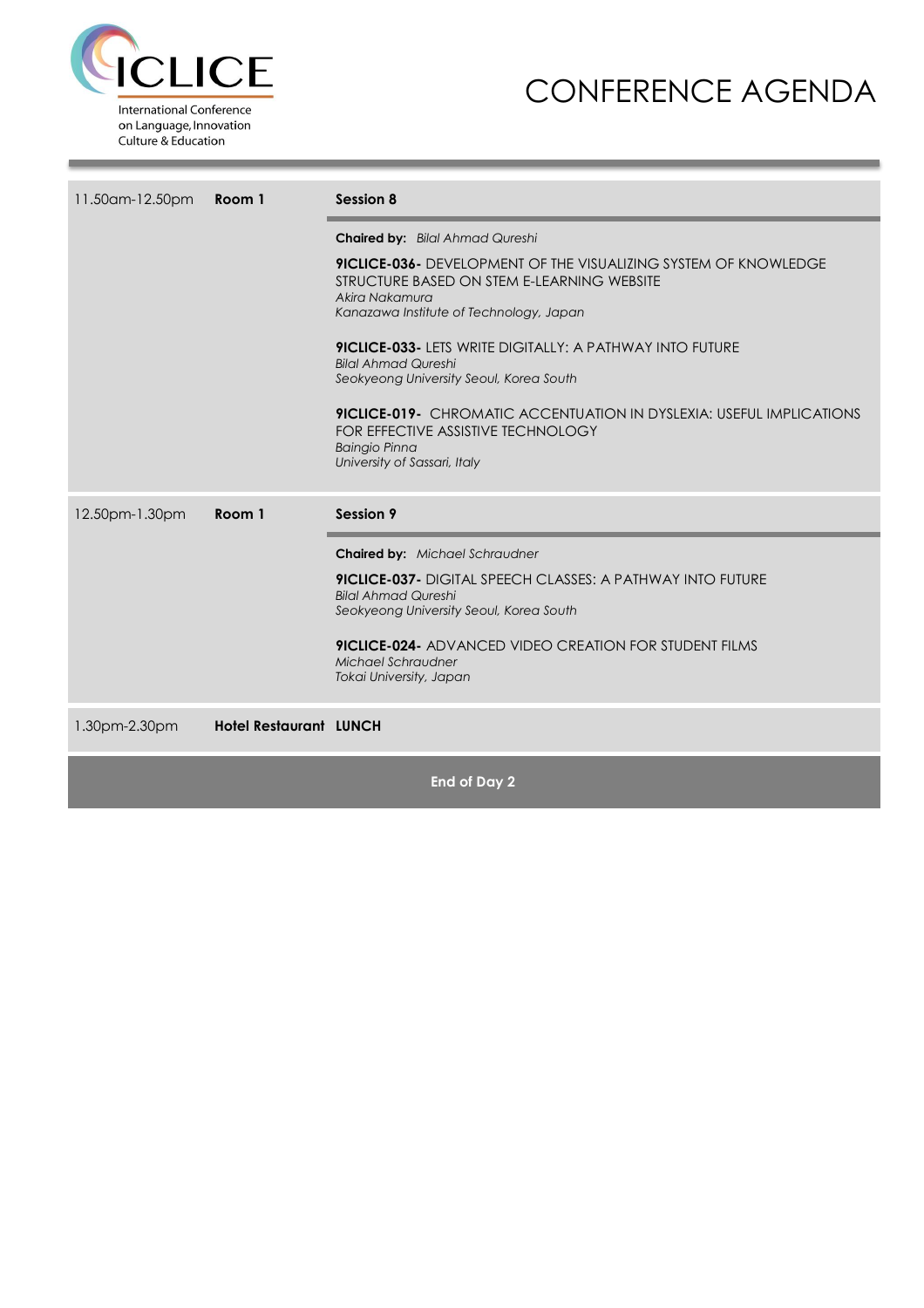# CONFERENCE AGENDA

| Time | Location | Session |
|---|---|---|
| 11.50am-12.50pm | **Room 1** | **Session 8** |
| | | **Chaired by:** *Bilal Ahmad Qureshi* |
| | | **9ICLICE-036-** DEVELOPMENT OF THE VISUALIZING SYSTEM OF KNOWLEDGE STRUCTURE BASED ON STEM E-LEARNING WEBSITE<br>*Akira Nakamura*<br>*Kanazawa Institute of Technology, Japan* |
| | | **9ICLICE-033-** LETS WRITE DIGITALLY: A PATHWAY INTO FUTURE<br>*Bilal Ahmad Qureshi*<br>*Seokyeong University Seoul, Korea South* |
| | | **9ICLICE-019-** CHROMATIC ACCENTUATION IN DYSLEXIA: USEFUL IMPLICATIONS FOR EFFECTIVE ASSISTIVE TECHNOLOGY<br>*Baingio Pinna*<br>*University of Sassari, Italy* |
| 12.50pm-1.30pm | **Room 1** | **Session 9** |
| | | **Chaired by:** *Michael Schraudner* |
| | | **9ICLICE-037-** DIGITAL SPEECH CLASSES: A PATHWAY INTO FUTURE<br>*Bilal Ahmad Qureshi*<br>*Seokyeong University Seoul, Korea South* |
| | | **9ICLICE-024-** ADVANCED VIDEO CREATION FOR STUDENT FILMS<br>*Michael Schraudner*<br>*Tokai University, Japan* |
| 1.30pm-2.30pm | **Hotel Restaurant** | **LUNCH** |

**End of Day 2**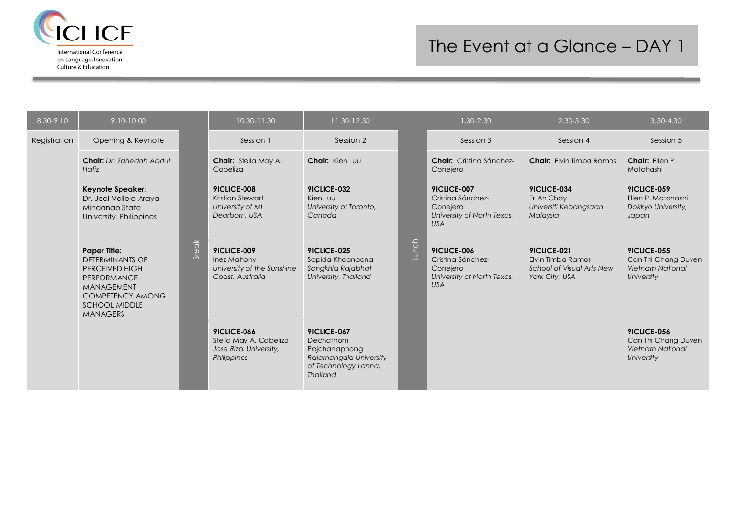# The Event at a Glance – DAY 1

| 8.30-9.10 | 9.10-10.00 | | 10.30-11.30 | 11.30-12.30 | | 1.30-2.30 | 2.30-3.30 | 3.30-4.30 |
|---|---|---|---|---|---|---|---|---|
| Registration | Opening & Keynote | Break | Session 1 | Session 2 | Lunch | Session 3 | Session 4 | Session 5 |
| | **Chair:** *Dr. Zahedah Abdul Hafiz* | | **Chair:** Stella May A. Cabeliza | **Chair:** Kien Luu | | **Chair:** Cristina Sánchez-Conejero | **Chair:** Elvin Timba Ramos | **Chair:** Ellen P. Motohashi |
| | **Keynote Speaker**: Dr. Joel Vallejo Araya Mindanao State University, Philippines | | **9ICLICE-008** Kristian Stewart *University of MI Dearborn, USA* | **9ICLICE-032** Kien Luu *University of Toronto, Canada* | | **9ICLICE-007** Cristina Sánchez-Conejero *University of North Texas, USA* | **9ICLICE-034** Er Ah Choy *Universiti Kebangsaan Malaysia* | **9ICLICE-059** Ellen P. Motohashi *Dokkyo University, Japan* |
| | **Paper Title:** DETERMINANTS OF PERCEIVED HIGH PERFORMANCE MANAGEMENT COMPETENCY AMONG SCHOOL MIDDLE MANAGERS | | **9ICLICE-009** Inez Mahony *University of the Sunshine Coast, Australia* | **9ICLICE-025** Sopida Khaonoona *Songkhla Rajabhat University, Thailand* | | **9ICLICE-006** Cristina Sánchez-Conejero *University of North Texas, USA* | **9ICLICE-021** Elvin Timba Ramos *School of Visual Arts New York City, USA* | **9ICLICE-055** Can Thi Chang Duyen *Vietnam National University* |
| | | | **9ICLICE-066** Stella May A. Cabeliza *Jose Rizal University, Philippines* | **9ICLICE-067** Dechathorn Pojchanaphong *Rajamangala University of Technology Lanna, Thailand* | | | | **9ICLICE-056** Can Thi Chang Duyen *Vietnam National University* |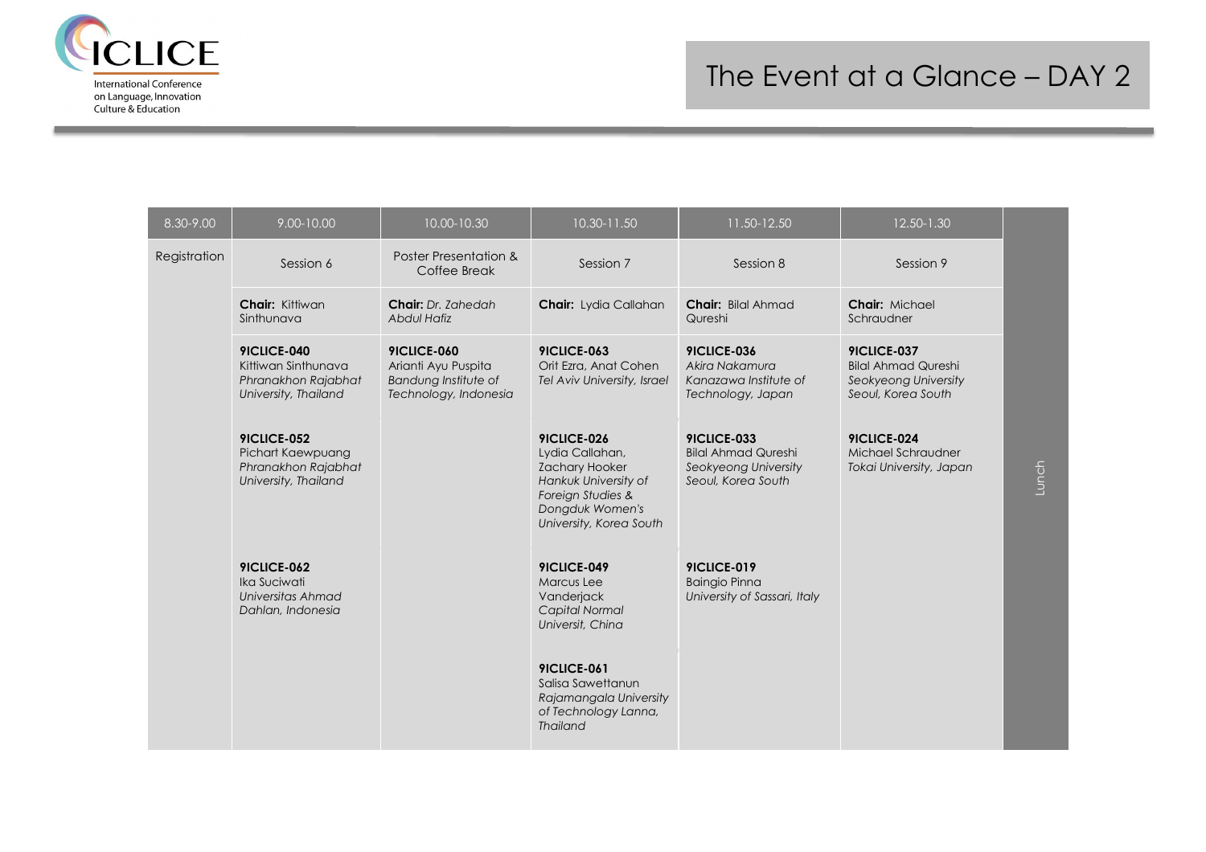# The Event at a Glance – DAY 2

| 8.30-9.00 | 9.00-10.00 | 10.00-10.30 | 10.30-11.50 | 11.50-12.50 | 12.50-1.30 | |
|---|---|---|---|---|---|---|
| Registration | Session 6 | Poster Presentation & Coffee Break | Session 7 | Session 8 | Session 9 | Lunch |
| | **Chair:** Kittiwan Sinthunava | **Chair:** *Dr. Zahedah Abdul Hafiz* | **Chair:** Lydia Callahan | **Chair:** Bilal Ahmad Qureshi | **Chair:** Michael Schraudner | |
| | **9ICLICE-040** Kittiwan Sinthunava *Phranakhon Rajabhat University, Thailand* | **9ICLICE-060** Arianti Ayu Puspita *Bandung Institute of Technology, Indonesia* | **9ICLICE-063** Orit Ezra, Anat Cohen *Tel Aviv University, Israel* | **9ICLICE-036** *Akira Nakamura Kanazawa Institute of Technology, Japan* | **9ICLICE-037** Bilal Ahmad Qureshi *Seokyeong University Seoul, Korea South* | |
| | **9ICLICE-052** Pichart Kaewpuang *Phranakhon Rajabhat University, Thailand* | | **9ICLICE-026** Lydia Callahan, Zachary Hooker *Hankuk University of Foreign Studies & Dongduk Women's University, Korea South* | **9ICLICE-033** Bilal Ahmad Qureshi *Seokyeong University Seoul, Korea South* | **9ICLICE-024** Michael Schraudner *Tokai University, Japan* | |
| | **9ICLICE-062** Ika Suciwati *Universitas Ahmad Dahlan, Indonesia* | | **9ICLICE-049** Marcus Lee Vanderjack *Capital Normal Universit, China* | **9ICLICE-019** Baingio Pinna *University of Sassari, Italy* | | |
| | | | **9ICLICE-061** Salisa Sawettanun *Rajamangala University of Technology Lanna, Thailand* | | | |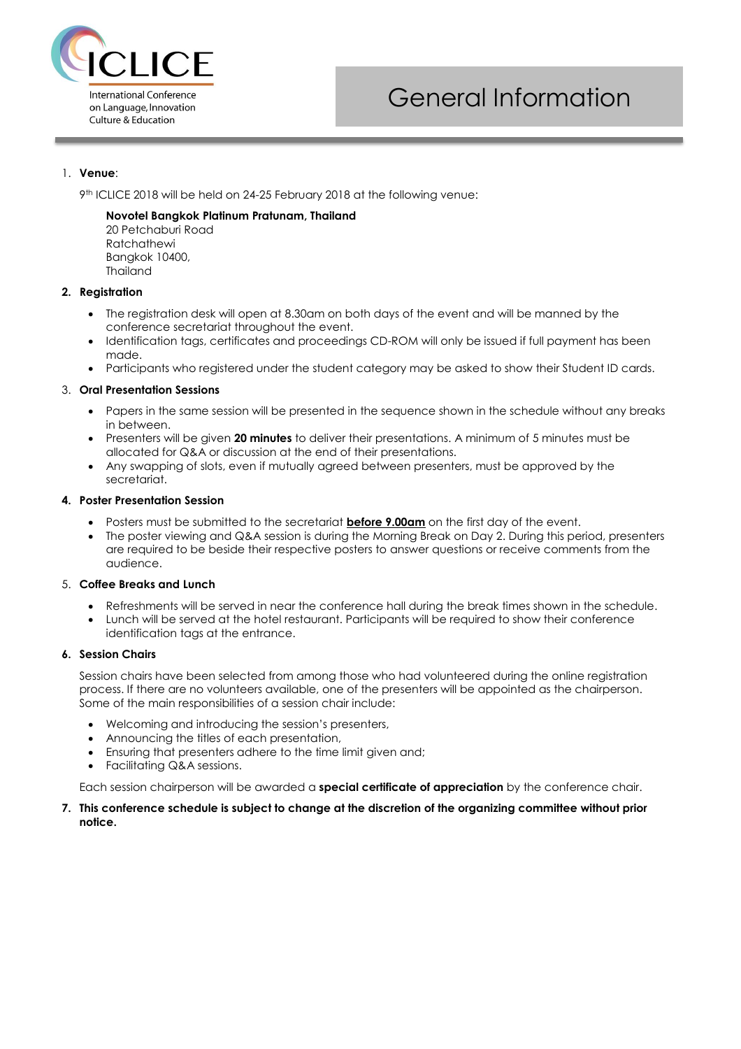ICLICE

International Conference on Language, Innovation Culture & Education

# General Information

1. **Venue**:

   9th ICLICE 2018 will be held on 24-25 February 2018 at the following venue:

   **Novotel Bangkok Platinum Pratunam, Thailand**
   20 Petchaburi Road
   Ratchathewi
   Bangkok 10400,
   Thailand

2. **Registration**

   - The registration desk will open at 8.30am on both days of the event and will be manned by the conference secretariat throughout the event.
   - Identification tags, certificates and proceedings CD-ROM will only be issued if full payment has been made.
   - Participants who registered under the student category may be asked to show their Student ID cards.

3. **Oral Presentation Sessions**

   - Papers in the same session will be presented in the sequence shown in the schedule without any breaks in between.
   - Presenters will be given **20 minutes** to deliver their presentations. A minimum of 5 minutes must be allocated for Q&A or discussion at the end of their presentations.
   - Any swapping of slots, even if mutually agreed between presenters, must be approved by the secretariat.

4. **Poster Presentation Session**

   - Posters must be submitted to the secretariat **before 9.00am** on the first day of the event.
   - The poster viewing and Q&A session is during the Morning Break on Day 2. During this period, presenters are required to be beside their respective posters to answer questions or receive comments from the audience.

5. **Coffee Breaks and Lunch**

   - Refreshments will be served in near the conference hall during the break times shown in the schedule.
   - Lunch will be served at the hotel restaurant. Participants will be required to show their conference identification tags at the entrance.

6. **Session Chairs**

   Session chairs have been selected from among those who had volunteered during the online registration process. If there are no volunteers available, one of the presenters will be appointed as the chairperson. Some of the main responsibilities of a session chair include:

   - Welcoming and introducing the session's presenters,
   - Announcing the titles of each presentation,
   - Ensuring that presenters adhere to the time limit given and;
   - Facilitating Q&A sessions.

   Each session chairperson will be awarded a **special certificate of appreciation** by the conference chair.

7. **This conference schedule is subject to change at the discretion of the organizing committee without prior notice.**